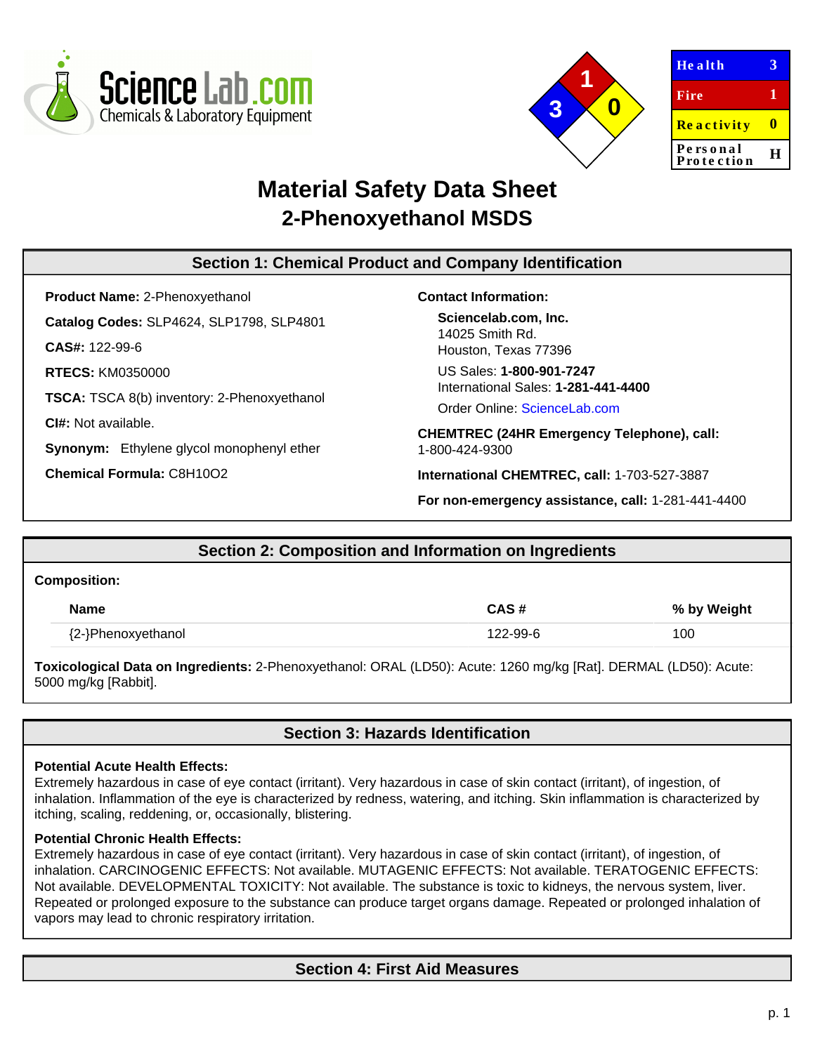ScienceLab.com
Chemicals & Laboratory Equipment

| Health | 3 |
| --- | --- |
| Fire | 1 |
| Reactivity | 0 |
| Personal Protection | H |

# Material Safety Data Sheet
## 2-Phenoxyethanol MSDS

## Section 1: Chemical Product and Company Identification

**Product Name:** 2-Phenoxyethanol

**Catalog Codes:** SLP4624, SLP1798, SLP4801

**CAS#:** 122-99-6

**RTECS:** KM0350000

**TSCA:** TSCA 8(b) inventory: 2-Phenoxyethanol

**CI#:** Not available.

**Synonym:** Ethylene glycol monophenyl ether

**Chemical Formula:** C8H10O2

**Contact Information:**

**Sciencelab.com, Inc.**
14025 Smith Rd.
Houston, Texas 77396

US Sales: **1-800-901-7247**
International Sales: **1-281-441-4400**

Order Online: ScienceLab.com

**CHEMTREC (24HR Emergency Telephone), call:**
1-800-424-9300

**International CHEMTREC, call:** 1-703-527-3887

**For non-emergency assistance, call:** 1-281-441-4400

## Section 2: Composition and Information on Ingredients

**Composition:**

| Name | CAS # | % by Weight |
| --- | --- | --- |
| {2-}Phenoxyethanol | 122-99-6 | 100 |

**Toxicological Data on Ingredients:** 2-Phenoxyethanol: ORAL (LD50): Acute: 1260 mg/kg [Rat]. DERMAL (LD50): Acute: 5000 mg/kg [Rabbit].

## Section 3: Hazards Identification

**Potential Acute Health Effects:**
Extremely hazardous in case of eye contact (irritant). Very hazardous in case of skin contact (irritant), of ingestion, of inhalation. Inflammation of the eye is characterized by redness, watering, and itching. Skin inflammation is characterized by itching, scaling, reddening, or, occasionally, blistering.

**Potential Chronic Health Effects:**
Extremely hazardous in case of eye contact (irritant). Very hazardous in case of skin contact (irritant), of ingestion, of inhalation. CARCINOGENIC EFFECTS: Not available. MUTAGENIC EFFECTS: Not available. TERATOGENIC EFFECTS: Not available. DEVELOPMENTAL TOXICITY: Not available. The substance is toxic to kidneys, the nervous system, liver. Repeated or prolonged exposure to the substance can produce target organs damage. Repeated or prolonged inhalation of vapors may lead to chronic respiratory irritation.

## Section 4: First Aid Measures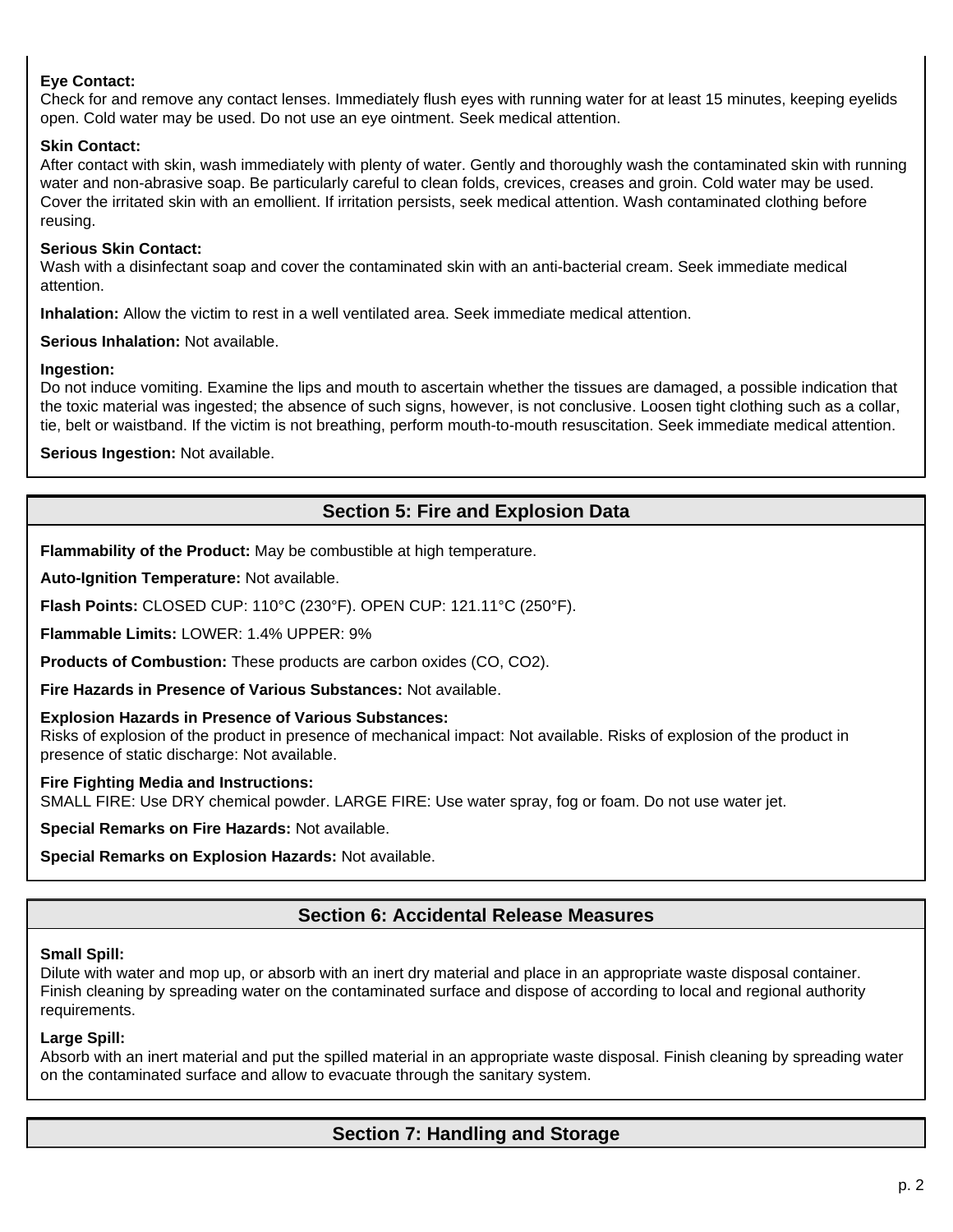**Eye Contact:**
Check for and remove any contact lenses. Immediately flush eyes with running water for at least 15 minutes, keeping eyelids open. Cold water may be used. Do not use an eye ointment. Seek medical attention.

**Skin Contact:**
After contact with skin, wash immediately with plenty of water. Gently and thoroughly wash the contaminated skin with running water and non-abrasive soap. Be particularly careful to clean folds, crevices, creases and groin. Cold water may be used. Cover the irritated skin with an emollient. If irritation persists, seek medical attention. Wash contaminated clothing before reusing.

**Serious Skin Contact:**
Wash with a disinfectant soap and cover the contaminated skin with an anti-bacterial cream. Seek immediate medical attention.

**Inhalation:** Allow the victim to rest in a well ventilated area. Seek immediate medical attention.

**Serious Inhalation:** Not available.

**Ingestion:**
Do not induce vomiting. Examine the lips and mouth to ascertain whether the tissues are damaged, a possible indication that the toxic material was ingested; the absence of such signs, however, is not conclusive. Loosen tight clothing such as a collar, tie, belt or waistband. If the victim is not breathing, perform mouth-to-mouth resuscitation. Seek immediate medical attention.

**Serious Ingestion:** Not available.

## Section 5: Fire and Explosion Data

**Flammability of the Product:** May be combustible at high temperature.

**Auto-Ignition Temperature:** Not available.

**Flash Points:** CLOSED CUP: 110°C (230°F). OPEN CUP: 121.11°C (250°F).

**Flammable Limits:** LOWER: 1.4% UPPER: 9%

**Products of Combustion:** These products are carbon oxides (CO, $CO_2$).

**Fire Hazards in Presence of Various Substances:** Not available.

**Explosion Hazards in Presence of Various Substances:**
Risks of explosion of the product in presence of mechanical impact: Not available. Risks of explosion of the product in presence of static discharge: Not available.

**Fire Fighting Media and Instructions:**
SMALL FIRE: Use DRY chemical powder. LARGE FIRE: Use water spray, fog or foam. Do not use water jet.

**Special Remarks on Fire Hazards:** Not available.

**Special Remarks on Explosion Hazards:** Not available.

## Section 6: Accidental Release Measures

**Small Spill:**
Dilute with water and mop up, or absorb with an inert dry material and place in an appropriate waste disposal container. Finish cleaning by spreading water on the contaminated surface and dispose of according to local and regional authority requirements.

**Large Spill:**
Absorb with an inert material and put the spilled material in an appropriate waste disposal. Finish cleaning by spreading water on the contaminated surface and allow to evacuate through the sanitary system.

## Section 7: Handling and Storage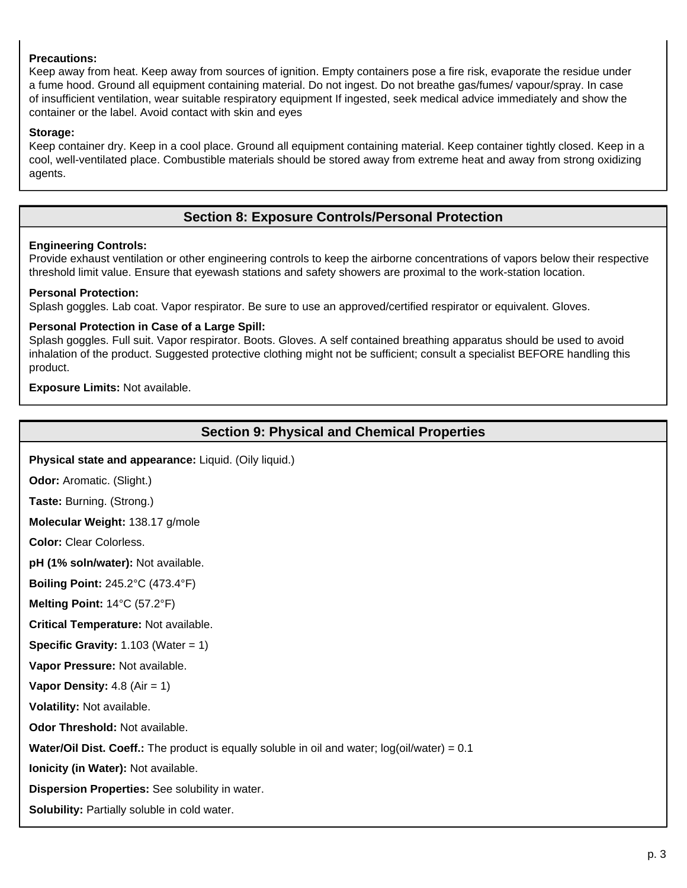**Precautions:**
Keep away from heat. Keep away from sources of ignition. Empty containers pose a fire risk, evaporate the residue under a fume hood. Ground all equipment containing material. Do not ingest. Do not breathe gas/fumes/ vapour/spray. In case of insufficient ventilation, wear suitable respiratory equipment If ingested, seek medical advice immediately and show the container or the label. Avoid contact with skin and eyes

**Storage:**
Keep container dry. Keep in a cool place. Ground all equipment containing material. Keep container tightly closed. Keep in a cool, well-ventilated place. Combustible materials should be stored away from extreme heat and away from strong oxidizing agents.

## Section 8: Exposure Controls/Personal Protection

**Engineering Controls:**
Provide exhaust ventilation or other engineering controls to keep the airborne concentrations of vapors below their respective threshold limit value. Ensure that eyewash stations and safety showers are proximal to the work-station location.

**Personal Protection:**
Splash goggles. Lab coat. Vapor respirator. Be sure to use an approved/certified respirator or equivalent. Gloves.

**Personal Protection in Case of a Large Spill:**
Splash goggles. Full suit. Vapor respirator. Boots. Gloves. A self contained breathing apparatus should be used to avoid inhalation of the product. Suggested protective clothing might not be sufficient; consult a specialist BEFORE handling this product.

**Exposure Limits:** Not available.

## Section 9: Physical and Chemical Properties

**Physical state and appearance:** Liquid. (Oily liquid.)

**Odor:** Aromatic. (Slight.)

**Taste:** Burning. (Strong.)

**Molecular Weight:** 138.17 g/mole

**Color:** Clear Colorless.

**pH (1% soln/water):** Not available.

**Boiling Point:** 245.2°C (473.4°F)

**Melting Point:** 14°C (57.2°F)

**Critical Temperature:** Not available.

**Specific Gravity:** 1.103 (Water = 1)

**Vapor Pressure:** Not available.

**Vapor Density:** 4.8 (Air = 1)

**Volatility:** Not available.

**Odor Threshold:** Not available.

**Water/Oil Dist. Coeff.:** The product is equally soluble in oil and water; log(oil/water) = 0.1

**Ionicity (in Water):** Not available.

**Dispersion Properties:** See solubility in water.

**Solubility:** Partially soluble in cold water.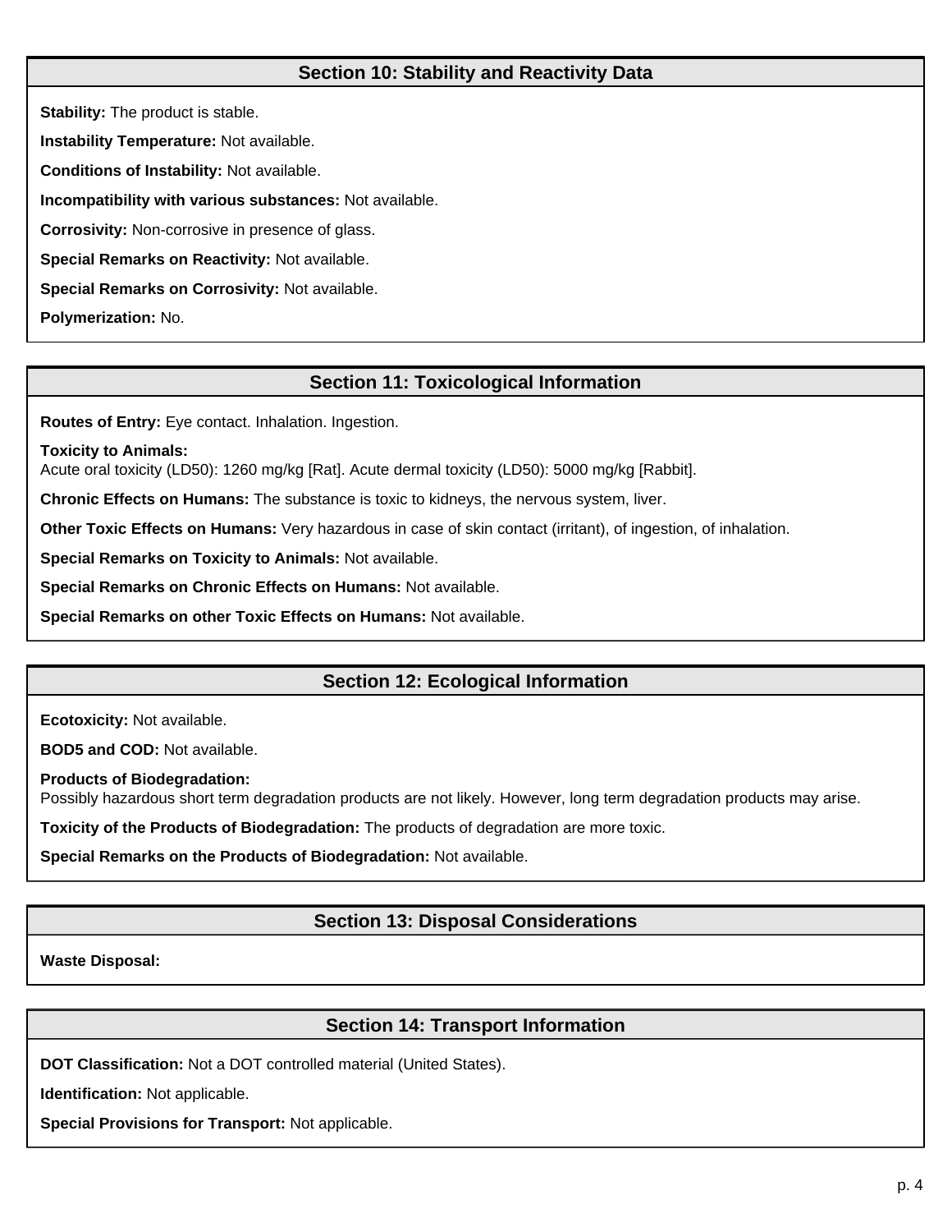## Section 10: Stability and Reactivity Data

**Stability:** The product is stable.

**Instability Temperature:** Not available.

**Conditions of Instability:** Not available.

**Incompatibility with various substances:** Not available.

**Corrosivity:** Non-corrosive in presence of glass.

**Special Remarks on Reactivity:** Not available.

**Special Remarks on Corrosivity:** Not available.

**Polymerization:** No.

## Section 11: Toxicological Information

**Routes of Entry:** Eye contact. Inhalation. Ingestion.

**Toxicity to Animals:**
Acute oral toxicity (LD50): 1260 mg/kg [Rat]. Acute dermal toxicity (LD50): 5000 mg/kg [Rabbit].

**Chronic Effects on Humans:** The substance is toxic to kidneys, the nervous system, liver.

**Other Toxic Effects on Humans:** Very hazardous in case of skin contact (irritant), of ingestion, of inhalation.

**Special Remarks on Toxicity to Animals:** Not available.

**Special Remarks on Chronic Effects on Humans:** Not available.

**Special Remarks on other Toxic Effects on Humans:** Not available.

## Section 12: Ecological Information

**Ecotoxicity:** Not available.

**BOD5 and COD:** Not available.

**Products of Biodegradation:**
Possibly hazardous short term degradation products are not likely. However, long term degradation products may arise.

**Toxicity of the Products of Biodegradation:** The products of degradation are more toxic.

**Special Remarks on the Products of Biodegradation:** Not available.

## Section 13: Disposal Considerations

**Waste Disposal:**

## Section 14: Transport Information

**DOT Classification:** Not a DOT controlled material (United States).

**Identification:** Not applicable.

**Special Provisions for Transport:** Not applicable.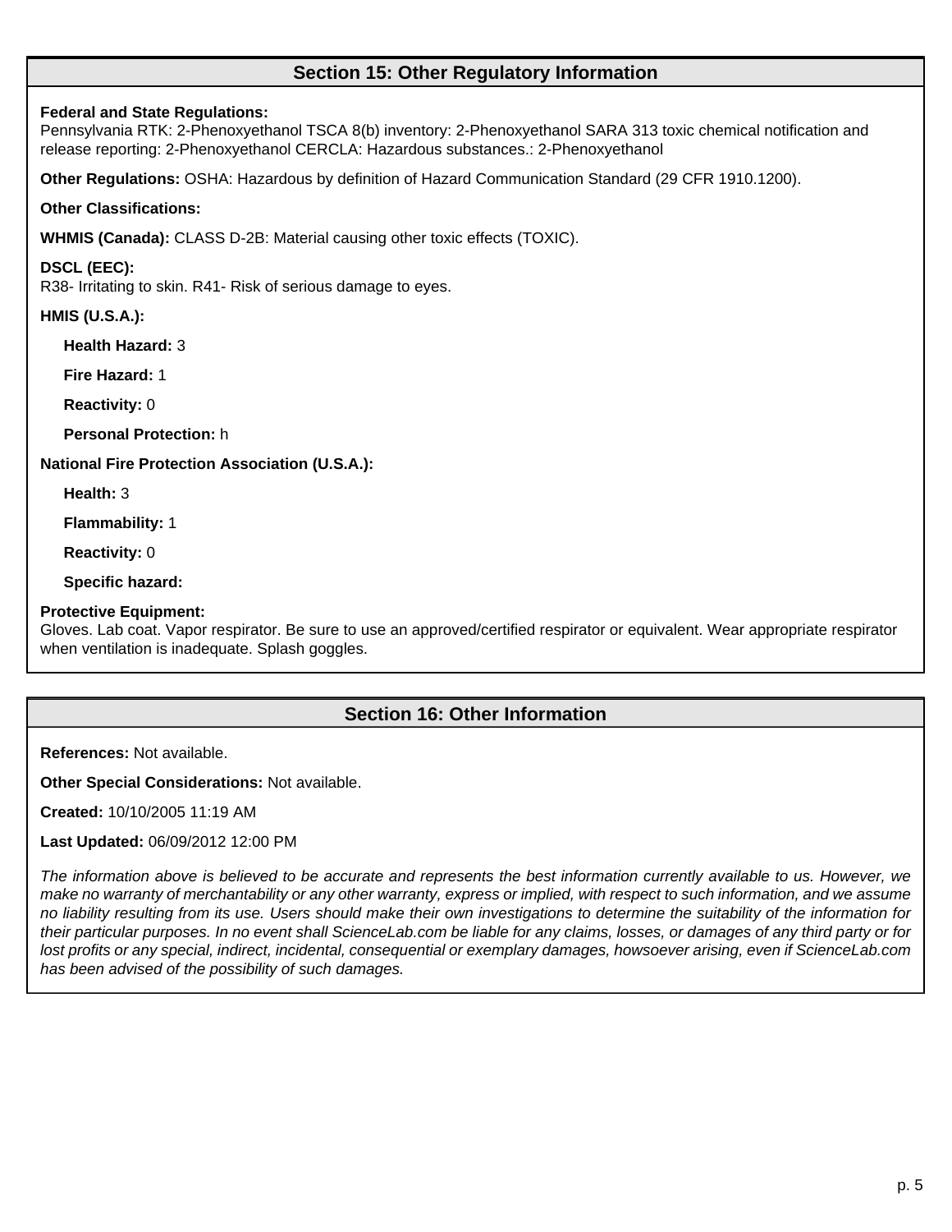## Section 15: Other Regulatory Information

**Federal and State Regulations:**
Pennsylvania RTK: 2-Phenoxyethanol TSCA 8(b) inventory: 2-Phenoxyethanol SARA 313 toxic chemical notification and release reporting: 2-Phenoxyethanol CERCLA: Hazardous substances.: 2-Phenoxyethanol

**Other Regulations:** OSHA: Hazardous by definition of Hazard Communication Standard (29 CFR 1910.1200).

**Other Classifications:**

**WHMIS (Canada):** CLASS D-2B: Material causing other toxic effects (TOXIC).

**DSCL (EEC):**
R38- Irritating to skin. R41- Risk of serious damage to eyes.

**HMIS (U.S.A.):**

**Health Hazard:** 3

**Fire Hazard:** 1

**Reactivity:** 0

**Personal Protection:** h

**National Fire Protection Association (U.S.A.):**

**Health:** 3

**Flammability:** 1

**Reactivity:** 0

**Specific hazard:**

**Protective Equipment:**
Gloves. Lab coat. Vapor respirator. Be sure to use an approved/certified respirator or equivalent. Wear appropriate respirator when ventilation is inadequate. Splash goggles.

## Section 16: Other Information

**References:** Not available.

**Other Special Considerations:** Not available.

**Created:** 10/10/2005 11:19 AM

**Last Updated:** 06/09/2012 12:00 PM

*The information above is believed to be accurate and represents the best information currently available to us. However, we make no warranty of merchantability or any other warranty, express or implied, with respect to such information, and we assume no liability resulting from its use. Users should make their own investigations to determine the suitability of the information for their particular purposes. In no event shall ScienceLab.com be liable for any claims, losses, or damages of any third party or for lost profits or any special, indirect, incidental, consequential or exemplary damages, howsoever arising, even if ScienceLab.com has been advised of the possibility of such damages.*